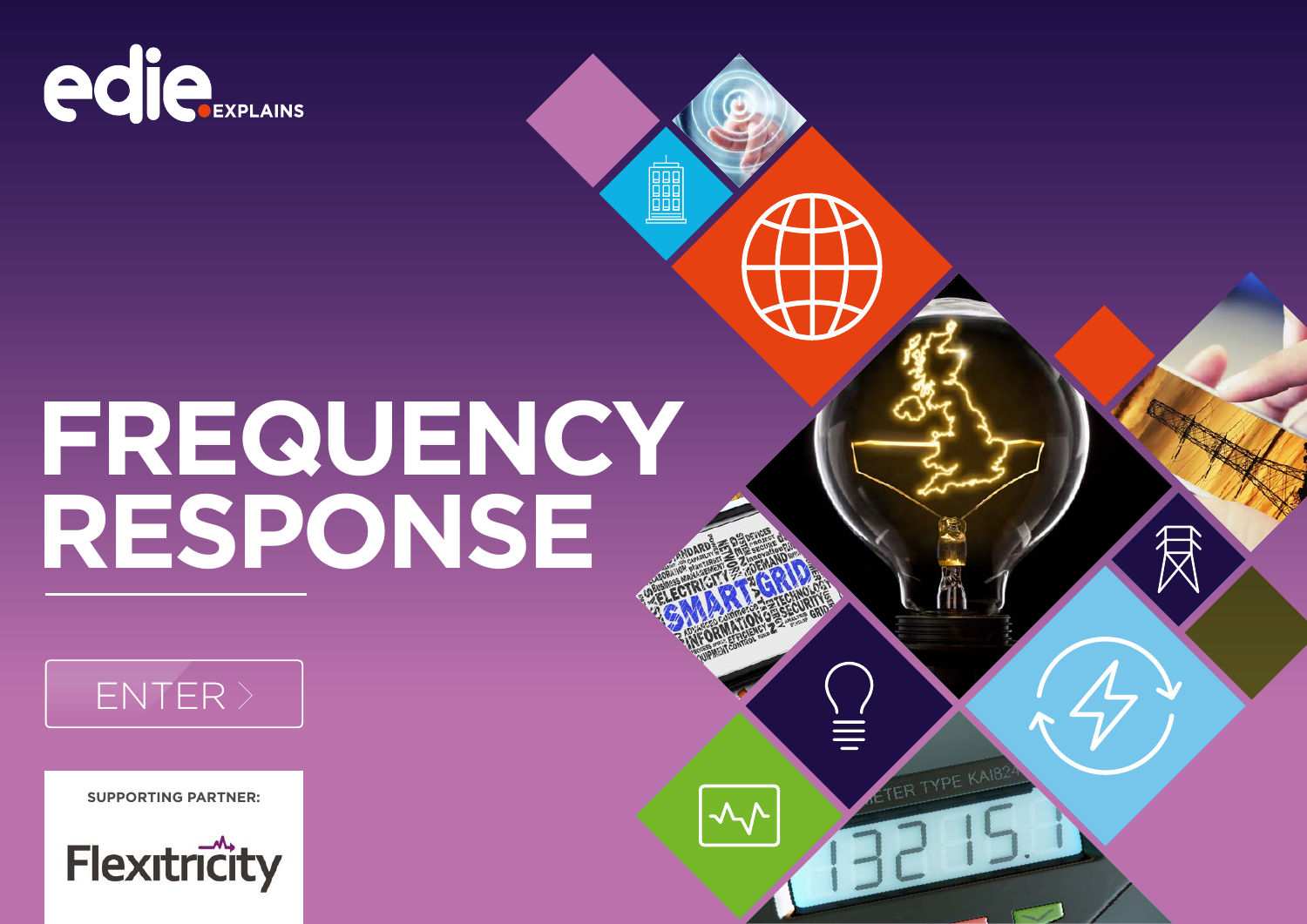edie EXPLAINS

# FREQUENCY RESPONSE

ENTER >

SUPPORTING PARTNER:

Flexitricity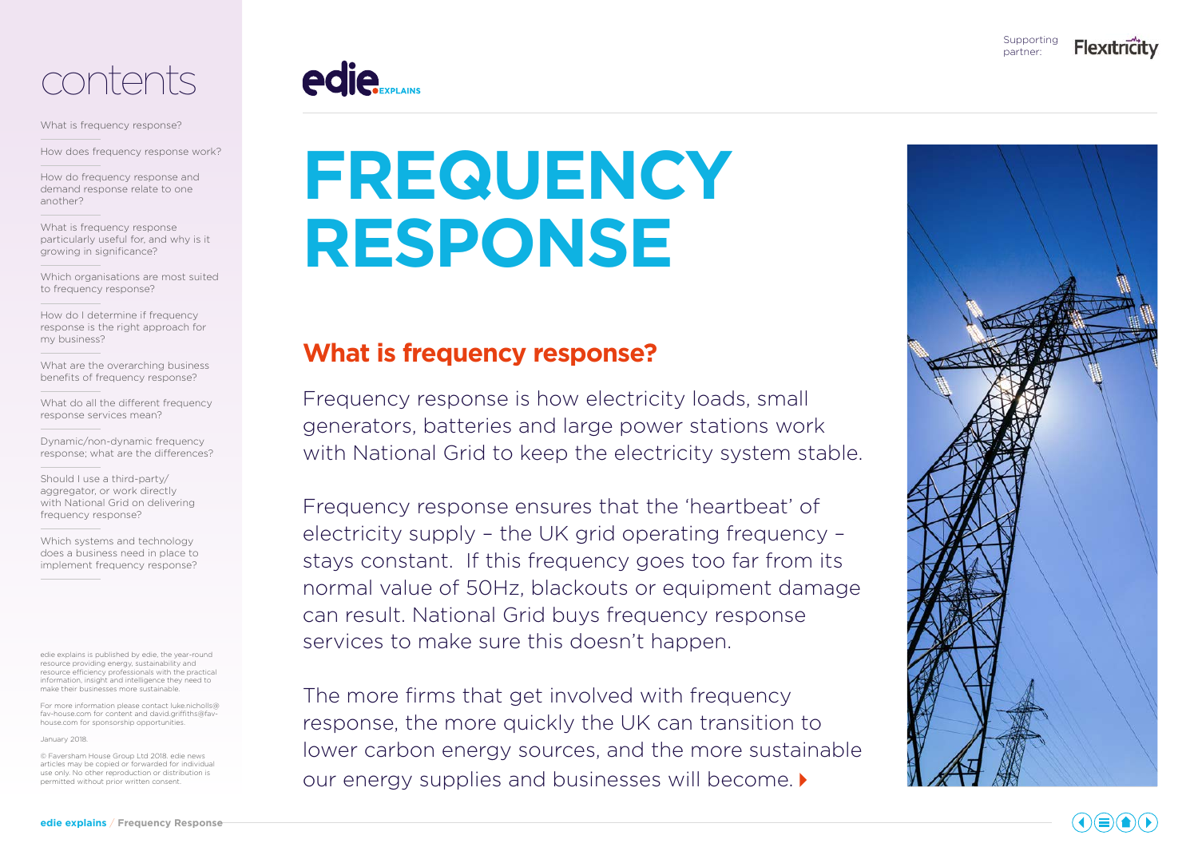# contents

- What is frequency response?
- How does frequency response work?
- How do frequency response and demand response relate to one another?
- What is frequency response particularly useful for, and why is it growing in significance?
- Which organisations are most suited to frequency response?
- How do I determine if frequency response is the right approach for my business?
- What are the overarching business benefits of frequency response?
- What do all the different frequency response services mean?
- Dynamic/non-dynamic frequency response; what are the differences?
- Should I use a third-party/aggregator, or work directly with National Grid on delivering frequency response?
- Which systems and technology does a business need in place to implement frequency response?

edie explains is published by edie, the year-round resource providing energy, sustainability and resource efficiency professionals with the practical information, insight and intelligence they need to make their businesses more sustainable.

For more information please contact luke.nicholls@fav-house.com for content and david.griffiths@fav-house.com for sponsorship opportunities.

January 2018.

© Faversham House Group Ltd 2018. edie news articles may be copied or forwarded for individual use only. No other reproduction or distribution is permitted without prior written consent.

edie EXPLAINS

Supporting partner: Flexitricity

# FREQUENCY RESPONSE

## What is frequency response?

Frequency response is how electricity loads, small generators, batteries and large power stations work with National Grid to keep the electricity system stable.

Frequency response ensures that the 'heartbeat' of electricity supply – the UK grid operating frequency – stays constant. If this frequency goes too far from its normal value of 50Hz, blackouts or equipment damage can result. National Grid buys frequency response services to make sure this doesn't happen.

The more firms that get involved with frequency response, the more quickly the UK can transition to lower carbon energy sources, and the more sustainable our energy supplies and businesses will become.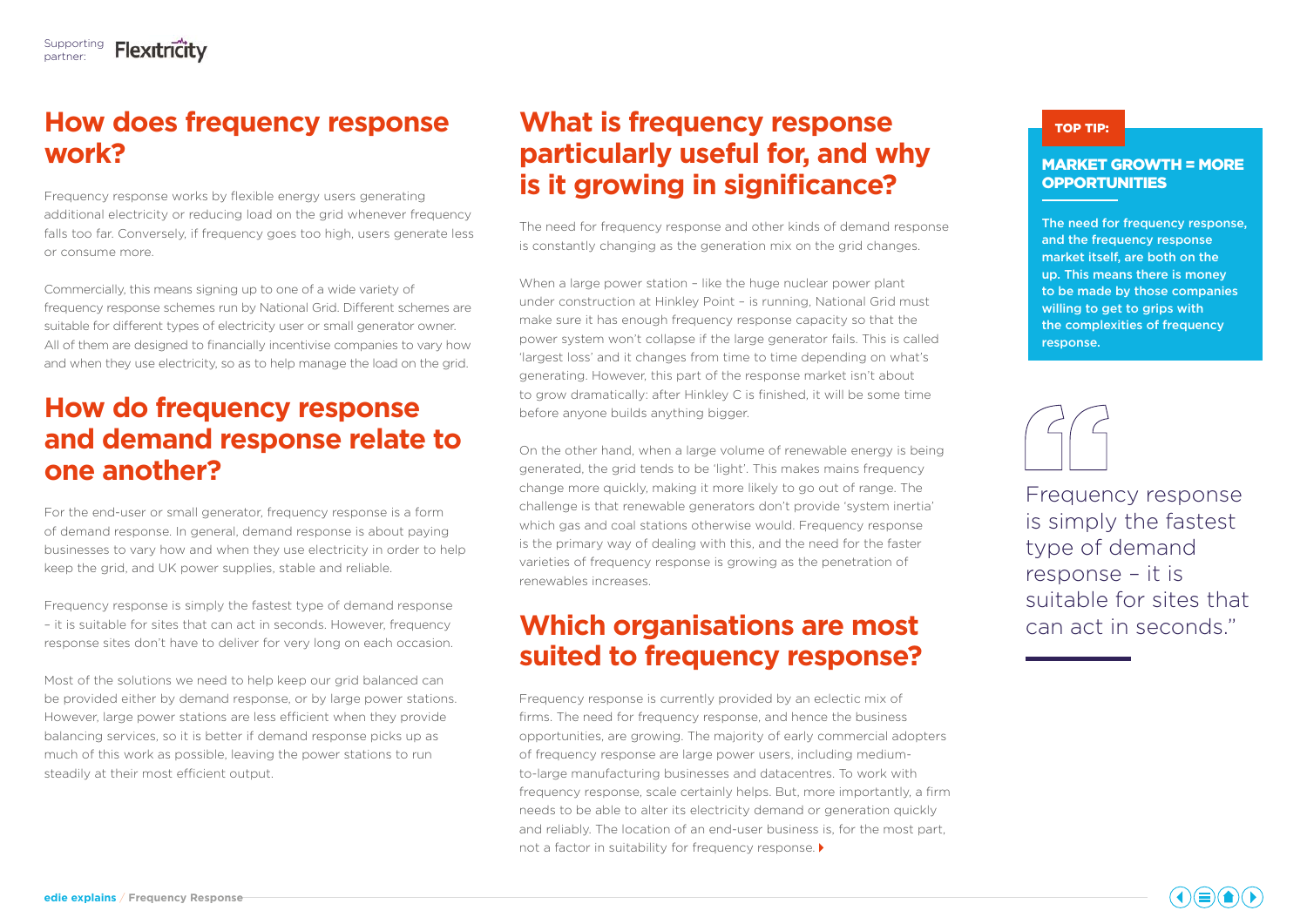## How does frequency response work?

Frequency response works by flexible energy users generating additional electricity or reducing load on the grid whenever frequency falls too far. Conversely, if frequency goes too high, users generate less or consume more.

Commercially, this means signing up to one of a wide variety of frequency response schemes run by National Grid. Different schemes are suitable for different types of electricity user or small generator owner. All of them are designed to financially incentivise companies to vary how and when they use electricity, so as to help manage the load on the grid.

## How do frequency response and demand response relate to one another?

For the end-user or small generator, frequency response is a form of demand response. In general, demand response is about paying businesses to vary how and when they use electricity in order to help keep the grid, and UK power supplies, stable and reliable.

Frequency response is simply the fastest type of demand response – it is suitable for sites that can act in seconds. However, frequency response sites don't have to deliver for very long on each occasion.

Most of the solutions we need to help keep our grid balanced can be provided either by demand response, or by large power stations. However, large power stations are less efficient when they provide balancing services, so it is better if demand response picks up as much of this work as possible, leaving the power stations to run steadily at their most efficient output.

## What is frequency response particularly useful for, and why is it growing in significance?

The need for frequency response and other kinds of demand response is constantly changing as the generation mix on the grid changes.

When a large power station – like the huge nuclear power plant under construction at Hinkley Point – is running, National Grid must make sure it has enough frequency response capacity so that the power system won't collapse if the large generator fails. This is called 'largest loss' and it changes from time to time depending on what's generating. However, this part of the response market isn't about to grow dramatically: after Hinkley C is finished, it will be some time before anyone builds anything bigger.

On the other hand, when a large volume of renewable energy is being generated, the grid tends to be 'light'. This makes mains frequency change more quickly, making it more likely to go out of range. The challenge is that renewable generators don't provide 'system inertia' which gas and coal stations otherwise would. Frequency response is the primary way of dealing with this, and the need for the faster varieties of frequency response is growing as the penetration of renewables increases.

## Which organisations are most suited to frequency response?

Frequency response is currently provided by an eclectic mix of firms. The need for frequency response, and hence the business opportunities, are growing. The majority of early commercial adopters of frequency response are large power users, including medium-to-large manufacturing businesses and datacentres. To work with frequency response, scale certainly helps. But, more importantly, a firm needs to be able to alter its electricity demand or generation quickly and reliably. The location of an end-user business is, for the most part, not a factor in suitability for frequency response.

**TOP TIP:**

**MARKET GROWTH = MORE OPPORTUNITIES**

**The need for frequency response, and the frequency response market itself, are both on the up. This means there is money to be made by those companies willing to get to grips with the complexities of frequency response.**

> "Frequency response is simply the fastest type of demand response – it is suitable for sites that can act in seconds."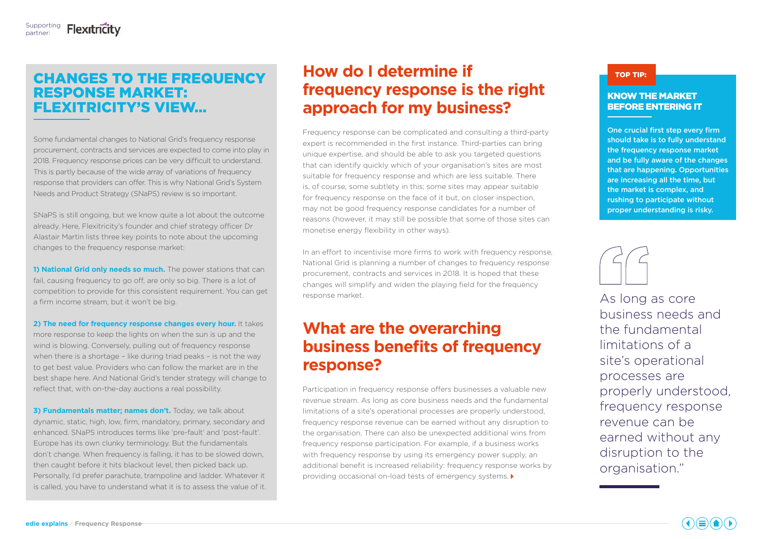## CHANGES TO THE FREQUENCY RESPONSE MARKET: FLEXITRICITY'S VIEW...

Some fundamental changes to National Grid's frequency response procurement, contracts and services are expected to come into play in 2018. Frequency response prices can be very difficult to understand. This is partly because of the wide array of variations of frequency response that providers can offer. This is why National Grid's System Needs and Product Strategy (SNaPS) review is so important.

SNaPS is still ongoing, but we know quite a lot about the outcome already. Here, Flexitricity's founder and chief strategy officer Dr Alastair Martin lists three key points to note about the upcoming changes to the frequency response market:

**1) National Grid only needs so much.** The power stations that can fail, causing frequency to go off, are only so big. There is a lot of competition to provide for this consistent requirement. You can get a firm income stream, but it won't be big.

**2) The need for frequency response changes every hour.** It takes more response to keep the lights on when the sun is up and the wind is blowing. Conversely, pulling out of frequency response when there is a shortage – like during triad peaks – is not the way to get best value. Providers who can follow the market are in the best shape here. And National Grid's tender strategy will change to reflect that, with on-the-day auctions a real possibility.

**3) Fundamentals matter; names don't.** Today, we talk about dynamic, static, high, low, firm, mandatory, primary, secondary and enhanced. SNaPS introduces terms like 'pre-fault' and 'post-fault'. Europe has its own clunky terminology. But the fundamentals don't change. When frequency is falling, it has to be slowed down, then caught before it hits blackout level, then picked back up. Personally, I'd prefer parachute, trampoline and ladder. Whatever it is called, you have to understand what it is to assess the value of it.

## How do I determine if frequency response is the right approach for my business?

Frequency response can be complicated and consulting a third-party expert is recommended in the first instance. Third-parties can bring unique expertise, and should be able to ask you targeted questions that can identify quickly which of your organisation's sites are most suitable for frequency response and which are less suitable. There is, of course, some subtlety in this; some sites may appear suitable for frequency response on the face of it but, on closer inspection, may not be good frequency response candidates for a number of reasons (however, it may still be possible that some of those sites can monetise energy flexibility in other ways).

In an effort to incentivise more firms to work with frequency response, National Grid is planning a number of changes to frequency response procurement, contracts and services in 2018. It is hoped that these changes will simplify and widen the playing field for the frequency response market.

## What are the overarching business benefits of frequency response?

Participation in frequency response offers businesses a valuable new revenue stream. As long as core business needs and the fundamental limitations of a site's operational processes are properly understood, frequency response revenue can be earned without any disruption to the organisation. There can also be unexpected additional wins from frequency response participation. For example, if a business works with frequency response by using its emergency power supply, an additional benefit is increased reliability: frequency response works by providing occasional on-load tests of emergency systems.

**TOP TIP:**

### KNOW THE MARKET BEFORE ENTERING IT

**One crucial first step every firm should take is to fully understand the frequency response market and be fully aware of the changes that are happening. Opportunities are increasing all the time, but the market is complex, and rushing to participate without proper understanding is risky.**

> "As long as core business needs and the fundamental limitations of a site's operational processes are properly understood, frequency response revenue can be earned without any disruption to the organisation."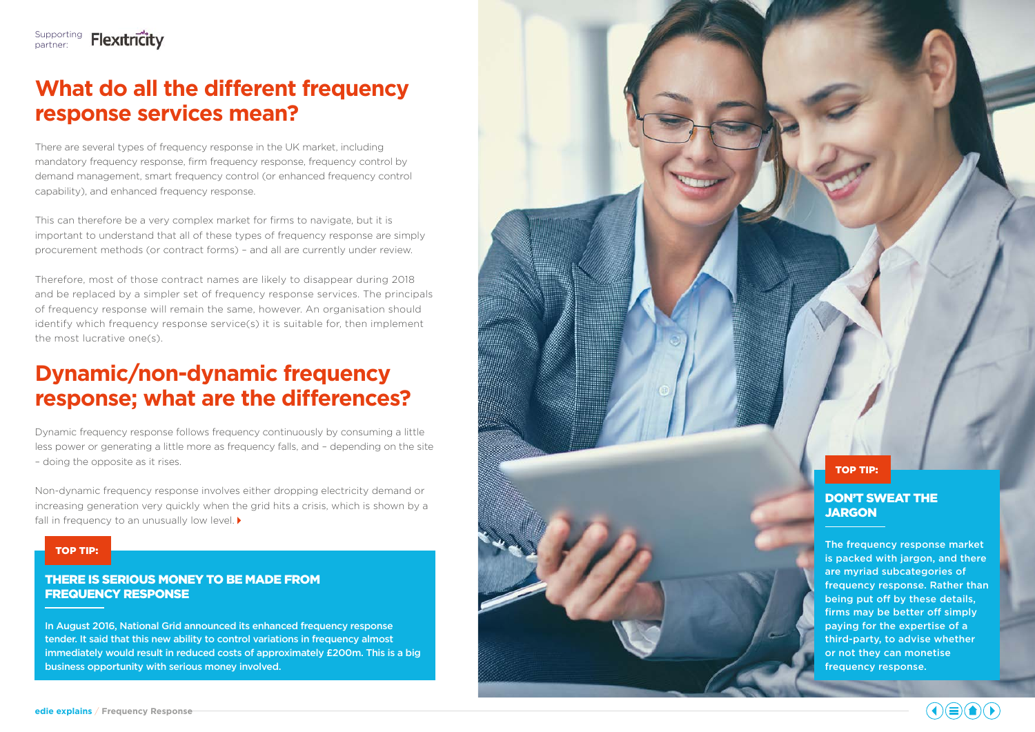Supporting partner: Flexitricity

# What do all the different frequency response services mean?

There are several types of frequency response in the UK market, including mandatory frequency response, firm frequency response, frequency control by demand management, smart frequency control (or enhanced frequency control capability), and enhanced frequency response.

This can therefore be a very complex market for firms to navigate, but it is important to understand that all of these types of frequency response are simply procurement methods (or contract forms) – and all are currently under review.

Therefore, most of those contract names are likely to disappear during 2018 and be replaced by a simpler set of frequency response services. The principals of frequency response will remain the same, however. An organisation should identify which frequency response service(s) it is suitable for, then implement the most lucrative one(s).

# Dynamic/non-dynamic frequency response; what are the differences?

Dynamic frequency response follows frequency continuously by consuming a little less power or generating a little more as frequency falls, and – depending on the site – doing the opposite as it rises.

Non-dynamic frequency response involves either dropping electricity demand or increasing generation very quickly when the grid hits a crisis, which is shown by a fall in frequency to an unusually low level.

**TOP TIP:**

**THERE IS SERIOUS MONEY TO BE MADE FROM FREQUENCY RESPONSE**

In August 2016, National Grid announced its enhanced frequency response tender. It said that this new ability to control variations in frequency almost immediately would result in reduced costs of approximately £200m. This is a big business opportunity with serious money involved.

**TOP TIP:**

**DON'T SWEAT THE JARGON**

The frequency response market is packed with jargon, and there are myriad subcategories of frequency response. Rather than being put off by these details, firms may be better off simply paying for the expertise of a third-party, to advise whether or not they can monetise frequency response.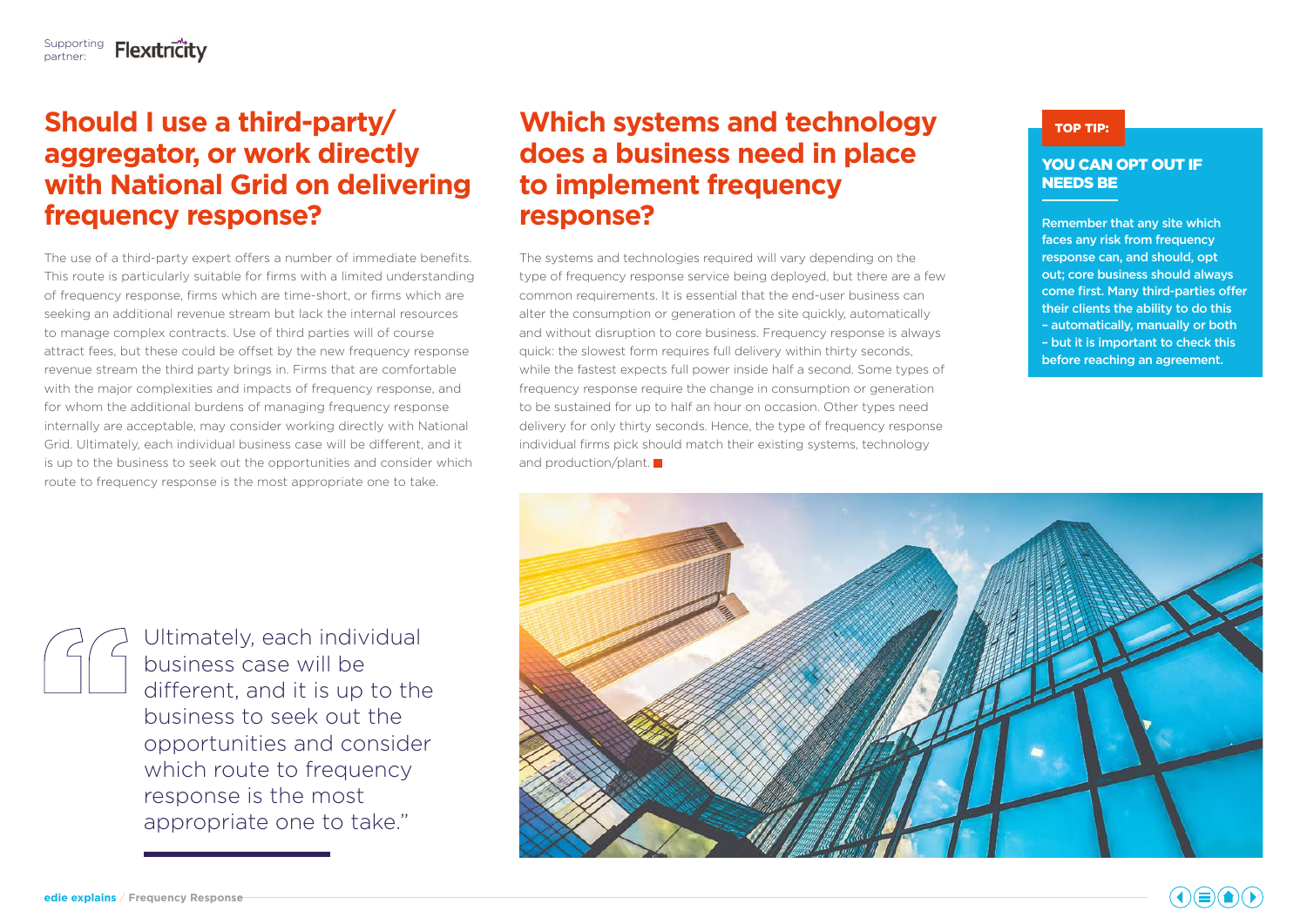Supporting partner: Flexitricity

## Should I use a third-party/ aggregator, or work directly with National Grid on delivering frequency response?

The use of a third-party expert offers a number of immediate benefits. This route is particularly suitable for firms with a limited understanding of frequency response, firms which are time-short, or firms which are seeking an additional revenue stream but lack the internal resources to manage complex contracts. Use of third parties will of course attract fees, but these could be offset by the new frequency response revenue stream the third party brings in. Firms that are comfortable with the major complexities and impacts of frequency response, and for whom the additional burdens of managing frequency response internally are acceptable, may consider working directly with National Grid. Ultimately, each individual business case will be different, and it is up to the business to seek out the opportunities and consider which route to frequency response is the most appropriate one to take.

> Ultimately, each individual business case will be different, and it is up to the business to seek out the opportunities and consider which route to frequency response is the most appropriate one to take."

## Which systems and technology does a business need in place to implement frequency response?

The systems and technologies required will vary depending on the type of frequency response service being deployed, but there are a few common requirements. It is essential that the end-user business can alter the consumption or generation of the site quickly, automatically and without disruption to core business. Frequency response is always quick: the slowest form requires full delivery within thirty seconds, while the fastest expects full power inside half a second. Some types of frequency response require the change in consumption or generation to be sustained for up to half an hour on occasion. Other types need delivery for only thirty seconds. Hence, the type of frequency response individual firms pick should match their existing systems, technology and production/plant.

**TOP TIP:**

**YOU CAN OPT OUT IF NEEDS BE**

**Remember that any site which faces any risk from frequency response can, and should, opt out; core business should always come first. Many third-parties offer their clients the ability to do this – automatically, manually or both – but it is important to check this before reaching an agreement.**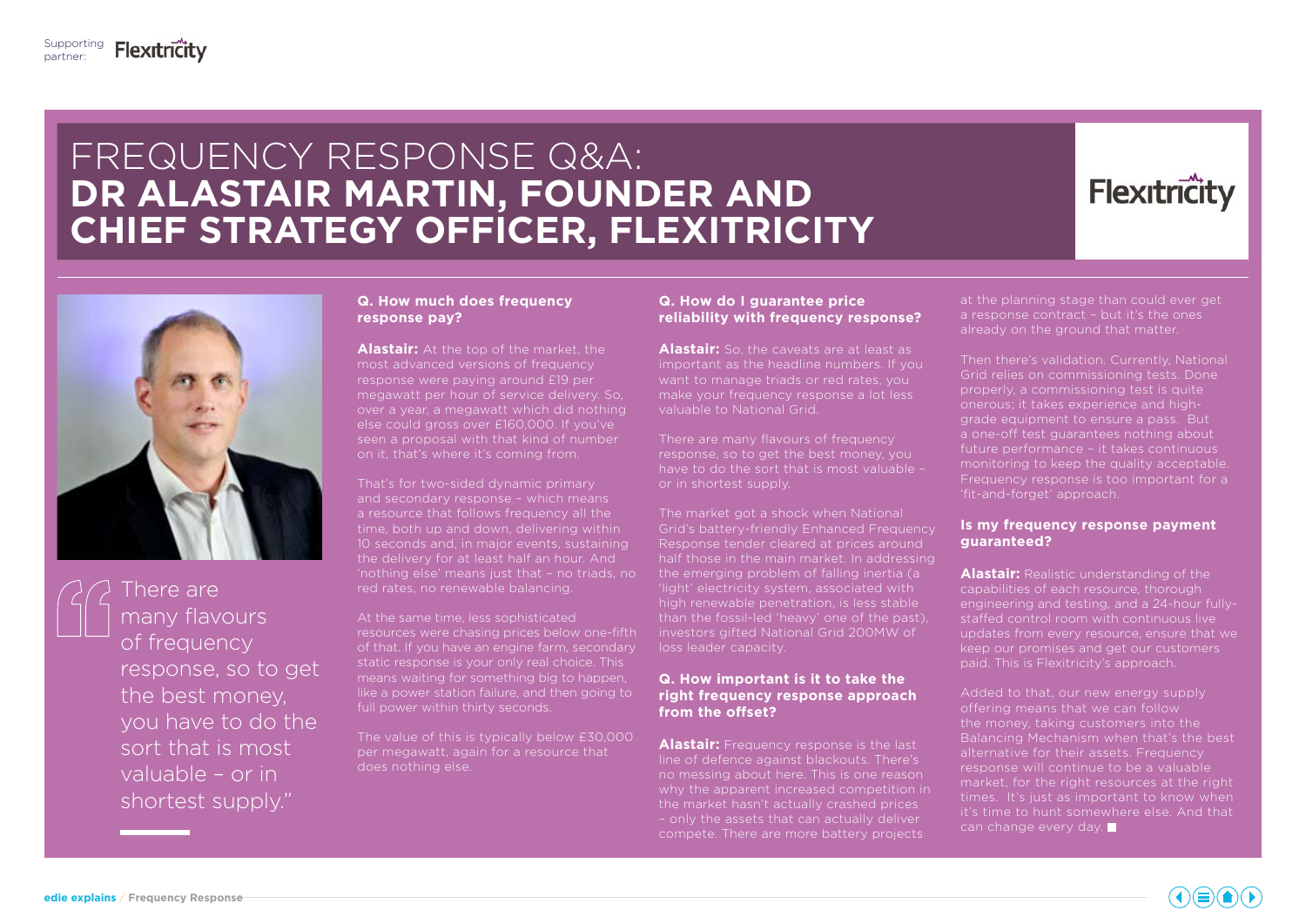Supporting partner: Flexitricity

# FREQUENCY RESPONSE Q&A: **DR ALASTAIR MARTIN, FOUNDER AND CHIEF STRATEGY OFFICER, FLEXITRICITY**

> There are many flavours of frequency response, so to get the best money, you have to do the sort that is most valuable – or in shortest supply."

### Q. How much does frequency response pay?

**Alastair:** At the top of the market, the most advanced versions of frequency response were paying around £19 per megawatt per hour of service delivery. So, over a year, a megawatt which did nothing else could gross over £160,000. If you've seen a proposal with that kind of number on it, that's where it's coming from.

That's for two-sided dynamic primary and secondary response – which means a resource that follows frequency all the time, both up and down, delivering within 10 seconds and, in major events, sustaining the delivery for at least half an hour. And 'nothing else' means just that – no triads, no red rates, no renewable balancing.

At the same time, less sophisticated resources were chasing prices below one-fifth of that. If you have an engine farm, secondary static response is your only real choice. This means waiting for something big to happen, like a power station failure, and then going to full power within thirty seconds.

The value of this is typically below £30,000 per megawatt, again for a resource that does nothing else.

### Q. How do I guarantee price reliability with frequency response?

**Alastair:** So, the caveats are at least as important as the headline numbers. If you want to manage triads or red rates, you make your frequency response a lot less valuable to National Grid.

There are many flavours of frequency response, so to get the best money, you have to do the sort that is most valuable – or in shortest supply.

The market got a shock when National Grid's battery-friendly Enhanced Frequency Response tender cleared at prices around half those in the main market. In addressing the emerging problem of falling inertia (a 'light' electricity system, associated with high renewable penetration, is less stable than the fossil-led 'heavy' one of the past), investors gifted National Grid 200MW of loss leader capacity.

### Q. How important is it to take the right frequency response approach from the offset?

**Alastair:** Frequency response is the last line of defence against blackouts. There's no messing about here. This is one reason why the apparent increased competition in the market hasn't actually crashed prices – only the assets that can actually deliver compete. There are more battery projects at the planning stage than could ever get a response contract – but it's the ones already on the ground that matter.

Then there's validation. Currently, National Grid relies on commissioning tests. Done properly, a commissioning test is quite onerous; it takes experience and high-grade equipment to ensure a pass. But a one-off test guarantees nothing about future performance – it takes continuous monitoring to keep the quality acceptable. Frequency response is too important for a 'fit-and-forget' approach.

### Is my frequency response payment guaranteed?

**Alastair:** Realistic understanding of the capabilities of each resource, thorough engineering and testing, and a 24-hour fully-staffed control room with continuous live updates from every resource, ensure that we keep our promises and get our customers paid. This is Flexitricity's approach.

Added to that, our new energy supply offering means that we can follow the money, taking customers into the Balancing Mechanism when that's the best alternative for their assets. Frequency response will continue to be a valuable market, for the right resources at the right times. It's just as important to know when it's time to hunt somewhere else. And that can change every day. ■